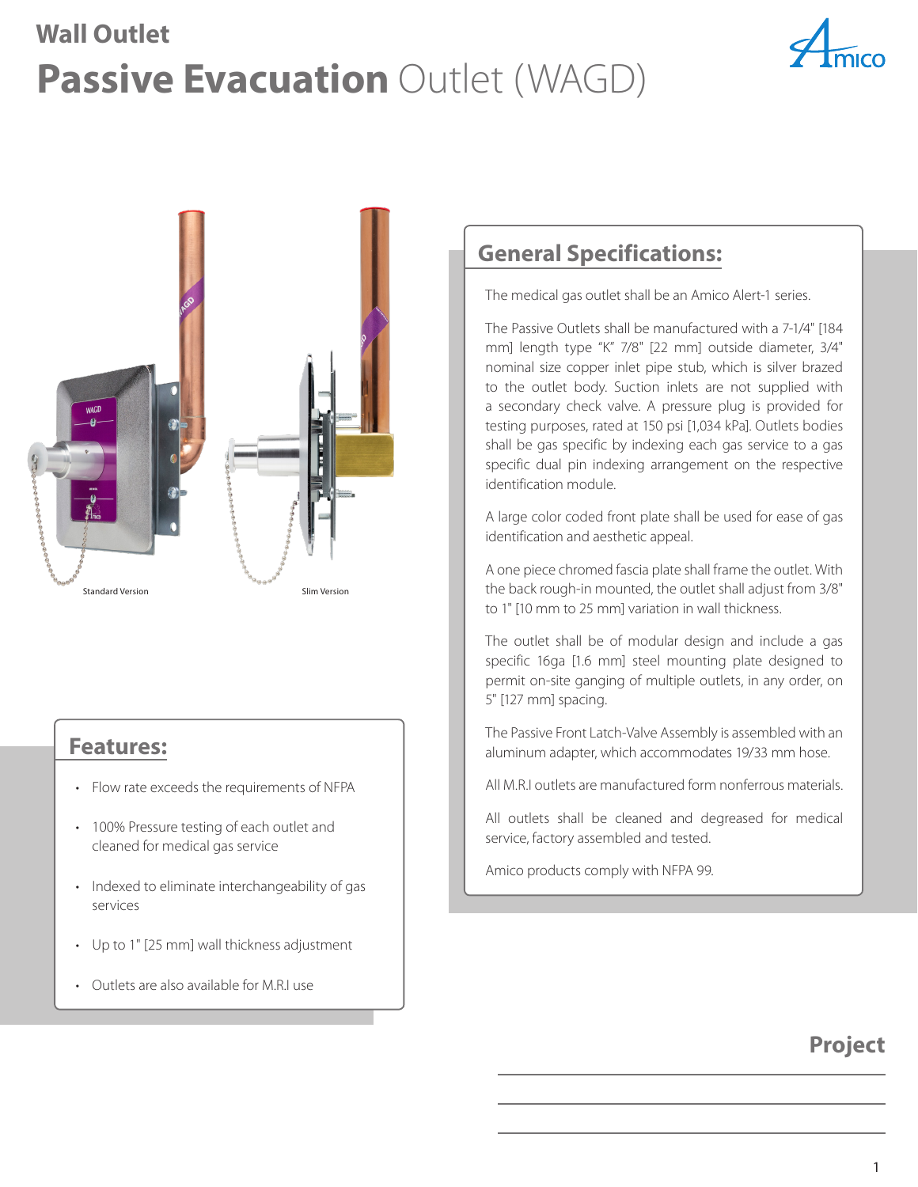# Wall Outlet

# Passive Evacuation Outlet (WAGD)

Standard Version

Slim Version

## General Specifications:

The medical gas outlet shall be an Amico Alert-1 series.

The Passive Outlets shall be manufactured with a 7-1/4" [184 mm] length type “K” 7/8" [22 mm] outside diameter, 3/4" nominal size copper inlet pipe stub, which is silver brazed to the outlet body. Suction inlets are not supplied with a secondary check valve. A pressure plug is provided for testing purposes, rated at 150 psi [1,034 kPa]. Outlets bodies shall be gas specific by indexing each gas service to a gas specific dual pin indexing arrangement on the respective identification module.

A large color coded front plate shall be used for ease of gas identification and aesthetic appeal.

A one piece chromed fascia plate shall frame the outlet. With the back rough-in mounted, the outlet shall adjust from 3/8" to 1" [10 mm to 25 mm] variation in wall thickness.

The outlet shall be of modular design and include a gas specific 16ga [1.6 mm] steel mounting plate designed to permit on-site ganging of multiple outlets, in any order, on 5" [127 mm] spacing.

The Passive Front Latch-Valve Assembly is assembled with an aluminum adapter, which accommodates 19/33 mm hose.

All M.R.I outlets are manufactured form nonferrous materials.

All outlets shall be cleaned and degreased for medical service, factory assembled and tested.

Amico products comply with NFPA 99.

## Features:

- Flow rate exceeds the requirements of NFPA
- 100% Pressure testing of each outlet and cleaned for medical gas service
- Indexed to eliminate interchangeability of gas services
- Up to 1" [25 mm] wall thickness adjustment
- Outlets are also available for M.R.I use

## Project

___

___

___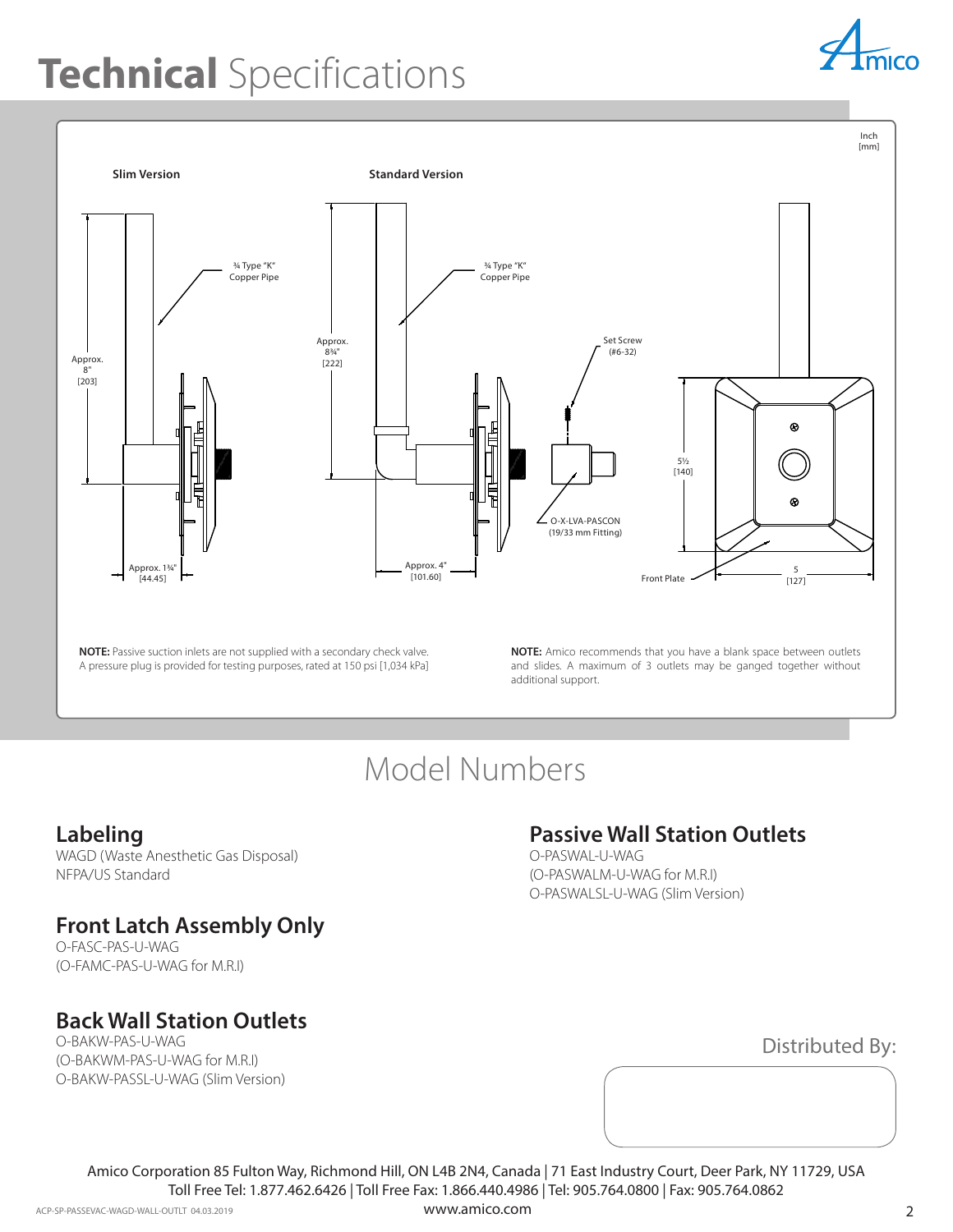# **Technical** Specifications

Inch
[mm]

**Slim Version**

**Standard Version**

¾ Type "K" Copper Pipe

¾ Type "K" Copper Pipe

Approx. 8" [203]

Approx. 8¾" [222]

Set Screw (#6-32)

5½ [140]

O-X-LVA-PASCON (19/33 mm Fitting)

Approx. 1¾" [44.45]

Approx. 4" [101.60]

Front Plate

5 [127]

**NOTE:** Passive suction inlets are not supplied with a secondary check valve. A pressure plug is provided for testing purposes, rated at 150 psi [1,034 kPa]

**NOTE:** Amico recommends that you have a blank space between outlets and slides. A maximum of 3 outlets may be ganged together without additional support.

# Model Numbers

## Labeling

WAGD (Waste Anesthetic Gas Disposal)
NFPA/US Standard

## Front Latch Assembly Only

O-FASC-PAS-U-WAG
(O-FAMC-PAS-U-WAG for M.R.I)

## Back Wall Station Outlets

O-BAKW-PAS-U-WAG
(O-BAKWM-PAS-U-WAG for M.R.I)
O-BAKW-PASSL-U-WAG (Slim Version)

## Passive Wall Station Outlets

O-PASWAL-U-WAG
(O-PASWALM-U-WAG for M.R.I)
O-PASWALSL-U-WAG (Slim Version)

Distributed By:

Amico Corporation 85 Fulton Way, Richmond Hill, ON L4B 2N4, Canada | 71 East Industry Court, Deer Park, NY 11729, USA
Toll Free Tel: 1.877.462.6426 | Toll Free Fax: 1.866.440.4986 | Tel: 905.764.0800 | Fax: 905.764.0862
www.amico.com

ACP-SP-PASSEVAC-WAGD-WALL-OUTLT 04.03.2019